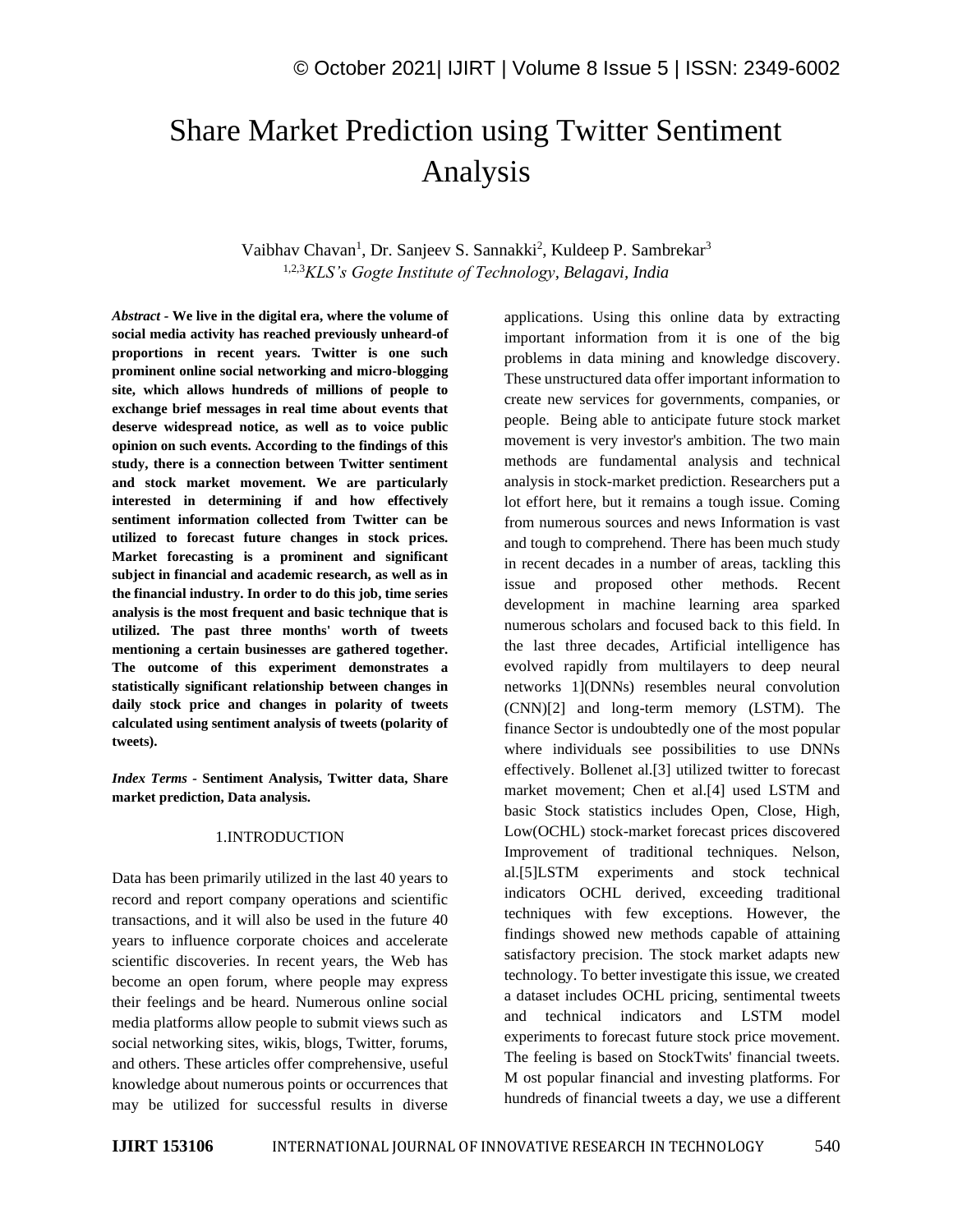# Share Market Prediction using Twitter Sentiment Analysis

Vaibhav Chavan[1], Dr. Sanjeev S. Sannakki[2], Kuldeep P. Sambrekar[3]

[1,2,3]*KLS's Gogte Institute of Technology, Belagavi, India*

***Abstract*** **- We live in the digital era, where the volume of social media activity has reached previously unheard-of proportions in recent years. Twitter is one such prominent online social networking and micro-blogging site, which allows hundreds of millions of people to exchange brief messages in real time about events that deserve widespread notice, as well as to voice public opinion on such events. According to the findings of this study, there is a connection between Twitter sentiment and stock market movement. We are particularly interested in determining if and how effectively sentiment information collected from Twitter can be utilized to forecast future changes in stock prices. Market forecasting is a prominent and significant subject in financial and academic research, as well as in the financial industry. In order to do this job, time series analysis is the most frequent and basic technique that is utilized. The past three months' worth of tweets mentioning a certain businesses are gathered together. The outcome of this experiment demonstrates a statistically significant relationship between changes in daily stock price and changes in polarity of tweets calculated using sentiment analysis of tweets (polarity of tweets).**

***Index Terms*** **- Sentiment Analysis, Twitter data, Share market prediction, Data analysis.**

## 1.INTRODUCTION

Data has been primarily utilized in the last 40 years to record and report company operations and scientific transactions, and it will also be used in the future 40 years to influence corporate choices and accelerate scientific discoveries. In recent years, the Web has become an open forum, where people may express their feelings and be heard. Numerous online social media platforms allow people to submit views such as social networking sites, wikis, blogs, Twitter, forums, and others. These articles offer comprehensive, useful knowledge about numerous points or occurrences that may be utilized for successful results in diverse applications. Using this online data by extracting important information from it is one of the big problems in data mining and knowledge discovery. These unstructured data offer important information to create new services for governments, companies, or people. Being able to anticipate future stock market movement is very investor's ambition. The two main methods are fundamental analysis and technical analysis in stock-market prediction. Researchers put a lot effort here, but it remains a tough issue. Coming from numerous sources and news Information is vast and tough to comprehend. There has been much study in recent decades in a number of areas, tackling this issue and proposed other methods. Recent development in machine learning area sparked numerous scholars and focused back to this field. In the last three decades, Artificial intelligence has evolved rapidly from multilayers to deep neural networks 1](DNNs) resembles neural convolution (CNN)[2] and long-term memory (LSTM). The finance Sector is undoubtedly one of the most popular where individuals see possibilities to use DNNs effectively. Bollenet al.[3] utilized twitter to forecast market movement; Chen et al.[4] used LSTM and basic Stock statistics includes Open, Close, High, Low(OCHL) stock-market forecast prices discovered Improvement of traditional techniques. Nelson, al.[5]LSTM experiments and stock technical indicators OCHL derived, exceeding traditional techniques with few exceptions. However, the findings showed new methods capable of attaining satisfactory precision. The stock market adapts new technology. To better investigate this issue, we created a dataset includes OCHL pricing, sentimental tweets and technical indicators and LSTM model experiments to forecast future stock price movement. The feeling is based on StockTwits' financial tweets. M ost popular financial and investing platforms. For hundreds of financial tweets a day, we use a different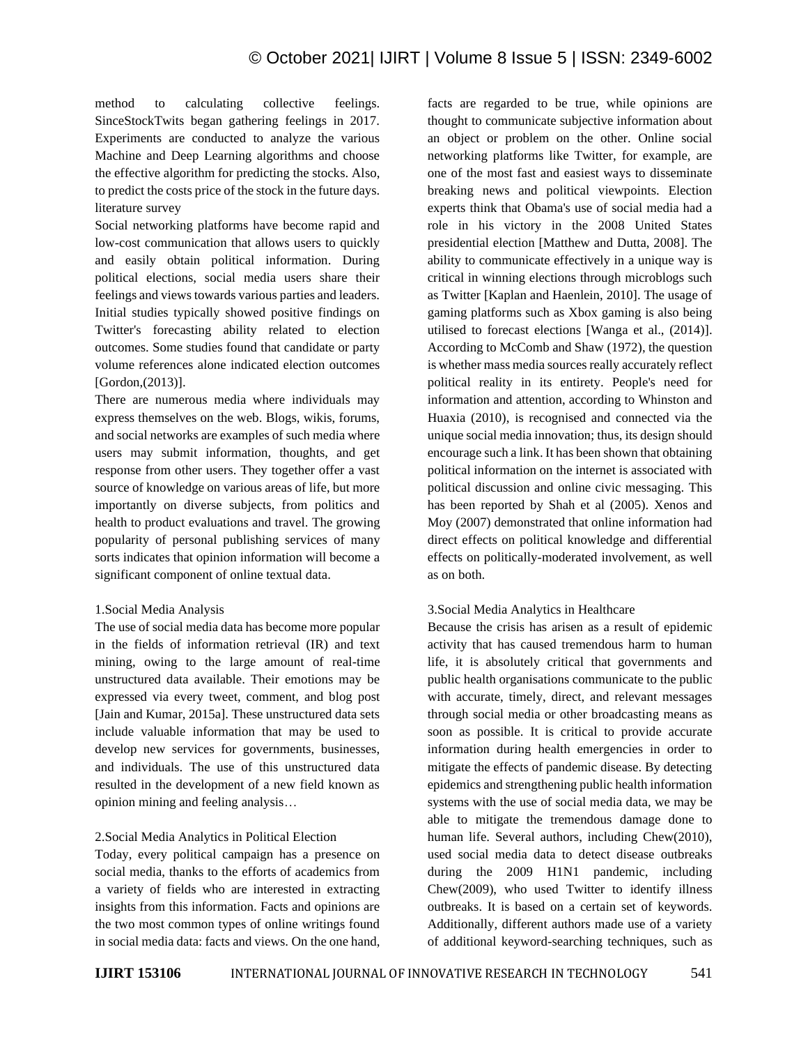method to calculating collective feelings. SinceStockTwits began gathering feelings in 2017. Experiments are conducted to analyze the various Machine and Deep Learning algorithms and choose the effective algorithm for predicting the stocks. Also, to predict the costs price of the stock in the future days.

## literature survey

Social networking platforms have become rapid and low-cost communication that allows users to quickly and easily obtain political information. During political elections, social media users share their feelings and views towards various parties and leaders. Initial studies typically showed positive findings on Twitter's forecasting ability related to election outcomes. Some studies found that candidate or party volume references alone indicated election outcomes [Gordon,(2013)].

There are numerous media where individuals may express themselves on the web. Blogs, wikis, forums, and social networks are examples of such media where users may submit information, thoughts, and get response from other users. They together offer a vast source of knowledge on various areas of life, but more importantly on diverse subjects, from politics and health to product evaluations and travel. The growing popularity of personal publishing services of many sorts indicates that opinion information will become a significant component of online textual data.

### 1.Social Media Analysis

The use of social media data has become more popular in the fields of information retrieval (IR) and text mining, owing to the large amount of real-time unstructured data available. Their emotions may be expressed via every tweet, comment, and blog post [Jain and Kumar, 2015a]. These unstructured data sets include valuable information that may be used to develop new services for governments, businesses, and individuals. The use of this unstructured data resulted in the development of a new field known as opinion mining and feeling analysis…

### 2.Social Media Analytics in Political Election

Today, every political campaign has a presence on social media, thanks to the efforts of academics from a variety of fields who are interested in extracting insights from this information. Facts and opinions are the two most common types of online writings found in social media data: facts and views. On the one hand, facts are regarded to be true, while opinions are thought to communicate subjective information about an object or problem on the other. Online social networking platforms like Twitter, for example, are one of the most fast and easiest ways to disseminate breaking news and political viewpoints. Election experts think that Obama's use of social media had a role in his victory in the 2008 United States presidential election [Matthew and Dutta, 2008]. The ability to communicate effectively in a unique way is critical in winning elections through microblogs such as Twitter [Kaplan and Haenlein, 2010]. The usage of gaming platforms such as Xbox gaming is also being utilised to forecast elections [Wanga et al., (2014)]. According to McComb and Shaw (1972), the question is whether mass media sources really accurately reflect political reality in its entirety. People's need for information and attention, according to Whinston and Huaxia (2010), is recognised and connected via the unique social media innovation; thus, its design should encourage such a link. It has been shown that obtaining political information on the internet is associated with political discussion and online civic messaging. This has been reported by Shah et al (2005). Xenos and Moy (2007) demonstrated that online information had direct effects on political knowledge and differential effects on politically-moderated involvement, as well as on both.

### 3.Social Media Analytics in Healthcare

Because the crisis has arisen as a result of epidemic activity that has caused tremendous harm to human life, it is absolutely critical that governments and public health organisations communicate to the public with accurate, timely, direct, and relevant messages through social media or other broadcasting means as soon as possible. It is critical to provide accurate information during health emergencies in order to mitigate the effects of pandemic disease. By detecting epidemics and strengthening public health information systems with the use of social media data, we may be able to mitigate the tremendous damage done to human life. Several authors, including Chew(2010), used social media data to detect disease outbreaks during the 2009 H1N1 pandemic, including Chew(2009), who used Twitter to identify illness outbreaks. It is based on a certain set of keywords. Additionally, different authors made use of a variety of additional keyword-searching techniques, such as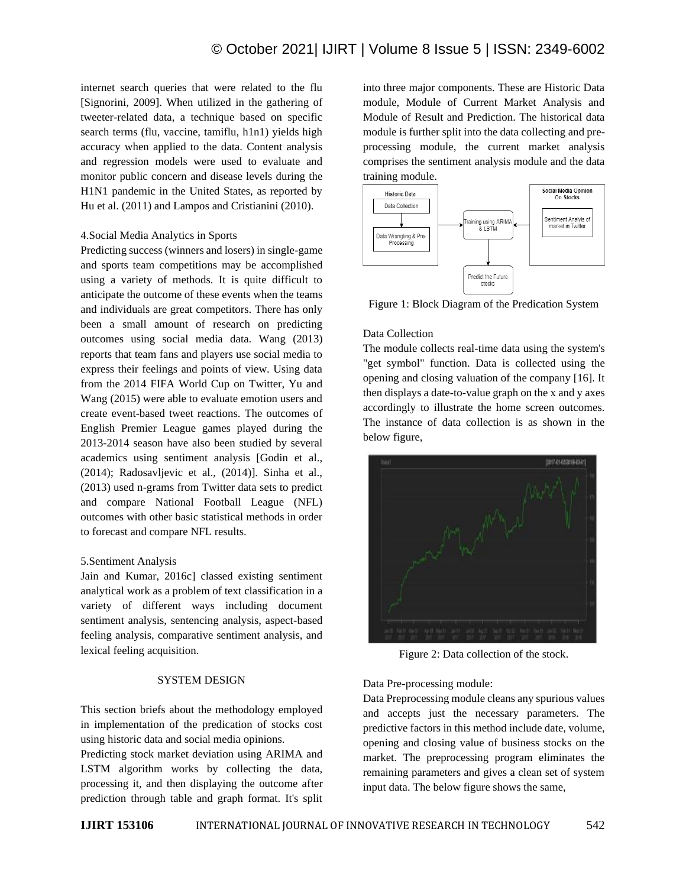internet search queries that were related to the flu [Signorini, 2009]. When utilized in the gathering of tweeter-related data, a technique based on specific search terms (flu, vaccine, tamiflu, h1n1) yields high accuracy when applied to the data. Content analysis and regression models were used to evaluate and monitor public concern and disease levels during the H1N1 pandemic in the United States, as reported by Hu et al. (2011) and Lampos and Cristianini (2010).

4.Social Media Analytics in Sports

Predicting success (winners and losers) in single-game and sports team competitions may be accomplished using a variety of methods. It is quite difficult to anticipate the outcome of these events when the teams and individuals are great competitors. There has only been a small amount of research on predicting outcomes using social media data. Wang (2013) reports that team fans and players use social media to express their feelings and points of view. Using data from the 2014 FIFA World Cup on Twitter, Yu and Wang (2015) were able to evaluate emotion users and create event-based tweet reactions. The outcomes of English Premier League games played during the 2013-2014 season have also been studied by several academics using sentiment analysis [Godin et al., (2014); Radosavljevic et al., (2014)]. Sinha et al., (2013) used n-grams from Twitter data sets to predict and compare National Football League (NFL) outcomes with other basic statistical methods in order to forecast and compare NFL results.

5.Sentiment Analysis

Jain and Kumar, 2016c] classed existing sentiment analytical work as a problem of text classification in a variety of different ways including document sentiment analysis, sentencing analysis, aspect-based feeling analysis, comparative sentiment analysis, and lexical feeling acquisition.

## SYSTEM DESIGN

This section briefs about the methodology employed in implementation of the predication of stocks cost using historic data and social media opinions.

Predicting stock market deviation using ARIMA and LSTM algorithm works by collecting the data, processing it, and then displaying the outcome after prediction through table and graph format. It's split into three major components. These are Historic Data module, Module of Current Market Analysis and Module of Result and Prediction. The historical data module is further split into the data collecting and pre-processing module, the current market analysis comprises the sentiment analysis module and the data training module.

Figure 1: Block Diagram of the Predication System

Data Collection

The module collects real-time data using the system's "get symbol" function. Data is collected using the opening and closing valuation of the company [16]. It then displays a date-to-value graph on the x and y axes accordingly to illustrate the home screen outcomes. The instance of data collection is as shown in the below figure,

Figure 2: Data collection of the stock.

Data Pre-processing module:

Data Preprocessing module cleans any spurious values and accepts just the necessary parameters. The predictive factors in this method include date, volume, opening and closing value of business stocks on the market. The preprocessing program eliminates the remaining parameters and gives a clean set of system input data. The below figure shows the same,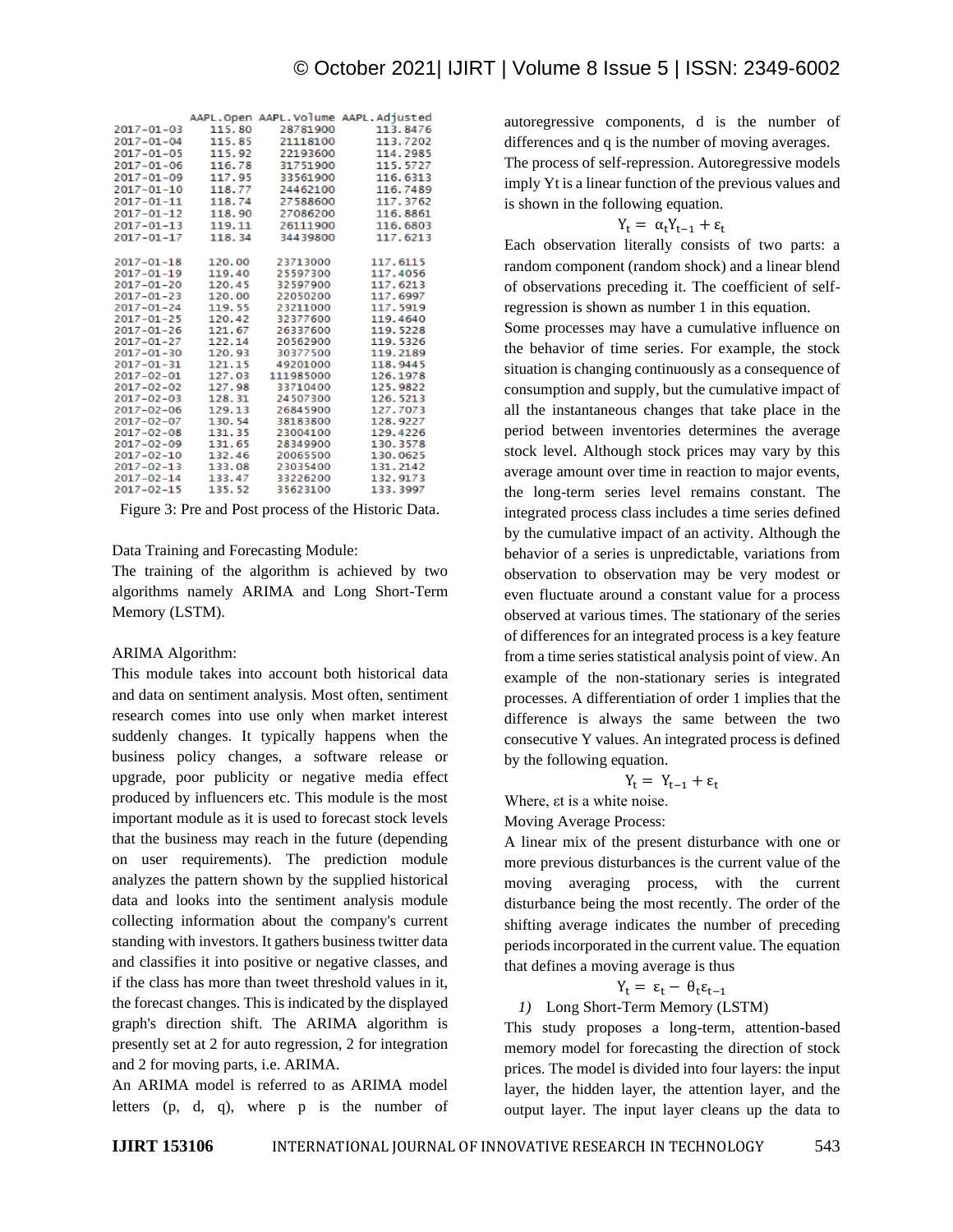| | AAPL.Open | AAPL.Volume | AAPL.Adjusted |
|---|---|---|---|
| 2017-01-03 | 115.80 | 28781900 | 113.8476 |
| 2017-01-04 | 115.85 | 21118100 | 113.7202 |
| 2017-01-05 | 115.92 | 22193600 | 114.2985 |
| 2017-01-06 | 116.78 | 31751900 | 115.5727 |
| 2017-01-09 | 117.95 | 33561900 | 116.6313 |
| 2017-01-10 | 118.77 | 24462100 | 116.7489 |
| 2017-01-11 | 118.74 | 27588600 | 117.3762 |
| 2017-01-12 | 118.90 | 27086200 | 116.8861 |
| 2017-01-13 | 119.11 | 26111900 | 116.6803 |
| 2017-01-17 | 118.34 | 34439800 | 117.6213 |
| 2017-01-18 | 120.00 | 23713000 | 117.6115 |
| 2017-01-19 | 119.40 | 25597300 | 117.4056 |
| 2017-01-20 | 120.45 | 32597900 | 117.6213 |
| 2017-01-23 | 120.00 | 22050200 | 117.6997 |
| 2017-01-24 | 119.55 | 23211000 | 117.5919 |
| 2017-01-25 | 120.42 | 32377600 | 119.4640 |
| 2017-01-26 | 121.67 | 26337600 | 119.5228 |
| 2017-01-27 | 122.14 | 20562900 | 119.5326 |
| 2017-01-30 | 120.93 | 30377500 | 119.2189 |
| 2017-01-31 | 121.15 | 49201000 | 118.9445 |
| 2017-02-01 | 127.03 | 111985000 | 126.1978 |
| 2017-02-02 | 127.98 | 33710400 | 125.9822 |
| 2017-02-03 | 128.31 | 24507300 | 126.5213 |
| 2017-02-06 | 129.13 | 26845900 | 127.7073 |
| 2017-02-07 | 130.54 | 38183800 | 128.9227 |
| 2017-02-08 | 131.35 | 23004100 | 129.4226 |
| 2017-02-09 | 131.65 | 28349900 | 130.3578 |
| 2017-02-10 | 132.46 | 20065500 | 130.0625 |
| 2017-02-13 | 133.08 | 23035400 | 131.2142 |
| 2017-02-14 | 133.47 | 33226200 | 132.9173 |
| 2017-02-15 | 135.52 | 35623100 | 133.3997 |

Figure 3: Pre and Post process of the Historic Data.

Data Training and Forecasting Module:

The training of the algorithm is achieved by two algorithms namely ARIMA and Long Short-Term Memory (LSTM).

ARIMA Algorithm:

This module takes into account both historical data and data on sentiment analysis. Most often, sentiment research comes into use only when market interest suddenly changes. It typically happens when the business policy changes, a software release or upgrade, poor publicity or negative media effect produced by influencers etc. This module is the most important module as it is used to forecast stock levels that the business may reach in the future (depending on user requirements). The prediction module analyzes the pattern shown by the supplied historical data and looks into the sentiment analysis module collecting information about the company's current standing with investors. It gathers business twitter data and classifies it into positive or negative classes, and if the class has more than tweet threshold values in it, the forecast changes. This is indicated by the displayed graph's direction shift. The ARIMA algorithm is presently set at 2 for auto regression, 2 for integration and 2 for moving parts, i.e. ARIMA.

An ARIMA model is referred to as ARIMA model letters (p, d, q), where p is the number of autoregressive components, d is the number of differences and q is the number of moving averages.

The process of self-repression. Autoregressive models imply Yt is a linear function of the previous values and is shown in the following equation.

$$Y_t = \alpha_t Y_{t-1} + \varepsilon_t$$

Each observation literally consists of two parts: a random component (random shock) and a linear blend of observations preceding it. The coefficient of self-regression is shown as number 1 in this equation.

Some processes may have a cumulative influence on the behavior of time series. For example, the stock situation is changing continuously as a consequence of consumption and supply, but the cumulative impact of all the instantaneous changes that take place in the period between inventories determines the average stock level. Although stock prices may vary by this average amount over time in reaction to major events, the long-term series level remains constant. The integrated process class includes a time series defined by the cumulative impact of an activity. Although the behavior of a series is unpredictable, variations from observation to observation may be very modest or even fluctuate around a constant value for a process observed at various times. The stationary of the series of differences for an integrated process is a key feature from a time series statistical analysis point of view. An example of the non-stationary series is integrated processes. A differentiation of order 1 implies that the difference is always the same between the two consecutive Y values. An integrated process is defined by the following equation.

$$Y_t = Y_{t-1} + \varepsilon_t$$

Where, εt is a white noise.

Moving Average Process:

A linear mix of the present disturbance with one or more previous disturbances is the current value of the moving averaging process, with the current disturbance being the most recently. The order of the shifting average indicates the number of preceding periods incorporated in the current value. The equation that defines a moving average is thus

$$Y_t = \varepsilon_t - \theta_t \varepsilon_{t-1}$$

*1)* Long Short-Term Memory (LSTM)

This study proposes a long-term, attention-based memory model for forecasting the direction of stock prices. The model is divided into four layers: the input layer, the hidden layer, the attention layer, and the output layer. The input layer cleans up the data to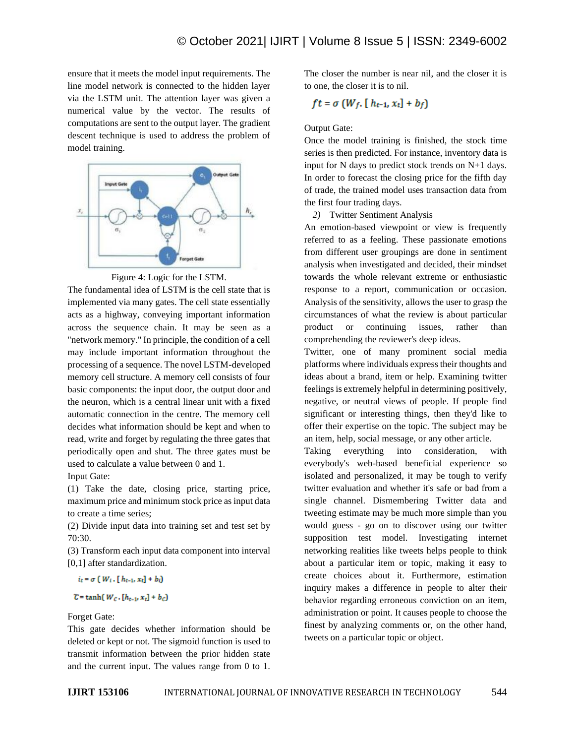ensure that it meets the model input requirements. The line model network is connected to the hidden layer via the LSTM unit. The attention layer was given a numerical value by the vector. The results of computations are sent to the output layer. The gradient descent technique is used to address the problem of model training.

Figure 4: Logic for the LSTM.

The fundamental idea of LSTM is the cell state that is implemented via many gates. The cell state essentially acts as a highway, conveying important information across the sequence chain. It may be seen as a "network memory." In principle, the condition of a cell may include important information throughout the processing of a sequence. The novel LSTM-developed memory cell structure. A memory cell consists of four basic components: the input door, the output door and the neuron, which is a central linear unit with a fixed automatic connection in the centre. The memory cell decides what information should be kept and when to read, write and forget by regulating the three gates that periodically open and shut. The three gates must be used to calculate a value between 0 and 1.

Input Gate:

(1) Take the date, closing price, starting price, maximum price and minimum stock price as input data to create a time series;

(2) Divide input data into training set and test set by 70:30.

(3) Transform each input data component into interval [0,1] after standardization.

$$i_t = \sigma\,(W_i \cdot [h_{t-1}, x_t] + b_i)$$

$$\tilde{C} = \tanh(W_C \cdot [h_{t-1}, x_t] + b_C)$$

Forget Gate:

This gate decides whether information should be deleted or kept or not. The sigmoid function is used to transmit information between the prior hidden state and the current input. The values range from 0 to 1. The closer the number is near nil, and the closer it is to one, the closer it is to nil.

$$ft = \sigma\,(W_f \cdot [h_{t-1}, x_t] + b_f)$$

Output Gate:

Once the model training is finished, the stock time series is then predicted. For instance, inventory data is input for N days to predict stock trends on N+1 days. In order to forecast the closing price for the fifth day of trade, the trained model uses transaction data from the first four trading days.

2) Twitter Sentiment Analysis

An emotion-based viewpoint or view is frequently referred to as a feeling. These passionate emotions from different user groupings are done in sentiment analysis when investigated and decided, their mindset towards the whole relevant extreme or enthusiastic response to a report, communication or occasion. Analysis of the sensitivity, allows the user to grasp the circumstances of what the review is about particular product or continuing issues, rather than comprehending the reviewer's deep ideas.

Twitter, one of many prominent social media platforms where individuals express their thoughts and ideas about a brand, item or help. Examining twitter feelings is extremely helpful in determining positively, negative, or neutral views of people. If people find significant or interesting things, then they'd like to offer their expertise on the topic. The subject may be an item, help, social message, or any other article.

Taking everything into consideration, with everybody's web-based beneficial experience so isolated and personalized, it may be tough to verify twitter evaluation and whether it's safe or bad from a single channel. Dismembering Twitter data and tweeting estimate may be much more simple than you would guess - go on to discover using our twitter supposition test model. Investigating internet networking realities like tweets helps people to think about a particular item or topic, making it easy to create choices about it. Furthermore, estimation inquiry makes a difference in people to alter their behavior regarding erroneous conviction on an item, administration or point. It causes people to choose the finest by analyzing comments or, on the other hand, tweets on a particular topic or object.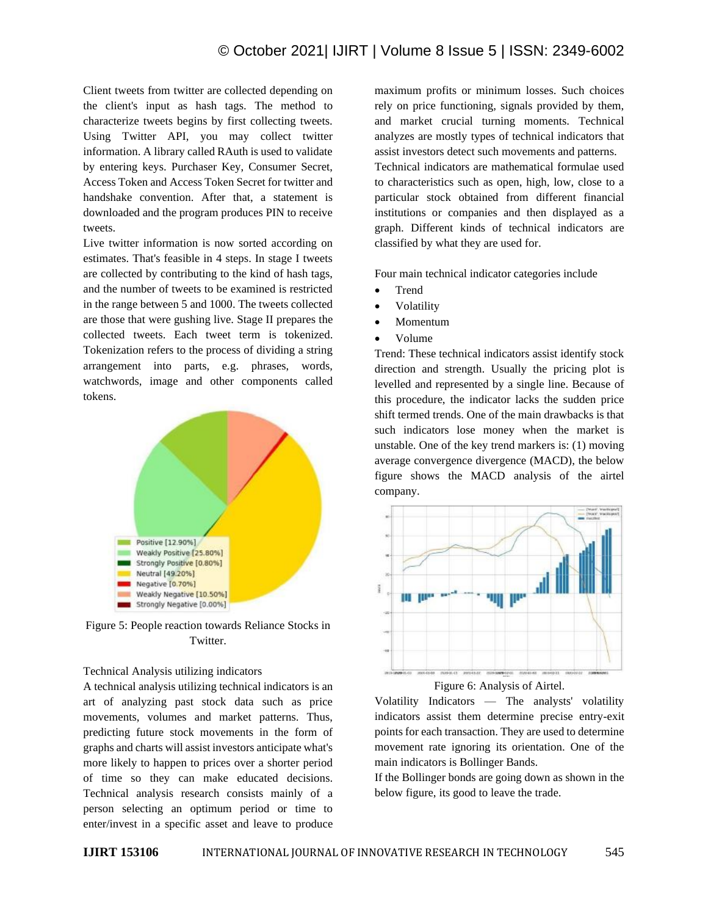Client tweets from twitter are collected depending on the client's input as hash tags. The method to characterize tweets begins by first collecting tweets. Using Twitter API, you may collect twitter information. A library called RAuth is used to validate by entering keys. Purchaser Key, Consumer Secret, Access Token and Access Token Secret for twitter and handshake convention. After that, a statement is downloaded and the program produces PIN to receive tweets.

Live twitter information is now sorted according on estimates. That's feasible in 4 steps. In stage I tweets are collected by contributing to the kind of hash tags, and the number of tweets to be examined is restricted in the range between 5 and 1000. The tweets collected are those that were gushing live. Stage II prepares the collected tweets. Each tweet term is tokenized. Tokenization refers to the process of dividing a string arrangement into parts, e.g. phrases, words, watchwords, image and other components called tokens.

Figure 5: People reaction towards Reliance Stocks in Twitter.

Technical Analysis utilizing indicators

A technical analysis utilizing technical indicators is an art of analyzing past stock data such as price movements, volumes and market patterns. Thus, predicting future stock movements in the form of graphs and charts will assist investors anticipate what's more likely to happen to prices over a shorter period of time so they can make educated decisions. Technical analysis research consists mainly of a person selecting an optimum period or time to enter/invest in a specific asset and leave to produce maximum profits or minimum losses. Such choices rely on price functioning, signals provided by them, and market crucial turning moments. Technical analyzes are mostly types of technical indicators that assist investors detect such movements and patterns.

Technical indicators are mathematical formulae used to characteristics such as open, high, low, close to a particular stock obtained from different financial institutions or companies and then displayed as a graph. Different kinds of technical indicators are classified by what they are used for.

Four main technical indicator categories include

- Trend
- Volatility
- Momentum
- Volume

Trend: These technical indicators assist identify stock direction and strength. Usually the pricing plot is levelled and represented by a single line. Because of this procedure, the indicator lacks the sudden price shift termed trends. One of the main drawbacks is that such indicators lose money when the market is unstable. One of the key trend markers is: (1) moving average convergence divergence (MACD), the below figure shows the MACD analysis of the airtel company.

Figure 6: Analysis of Airtel.

Volatility Indicators — The analysts' volatility indicators assist them determine precise entry-exit points for each transaction. They are used to determine movement rate ignoring its orientation. One of the main indicators is Bollinger Bands.

If the Bollinger bonds are going down as shown in the below figure, its good to leave the trade.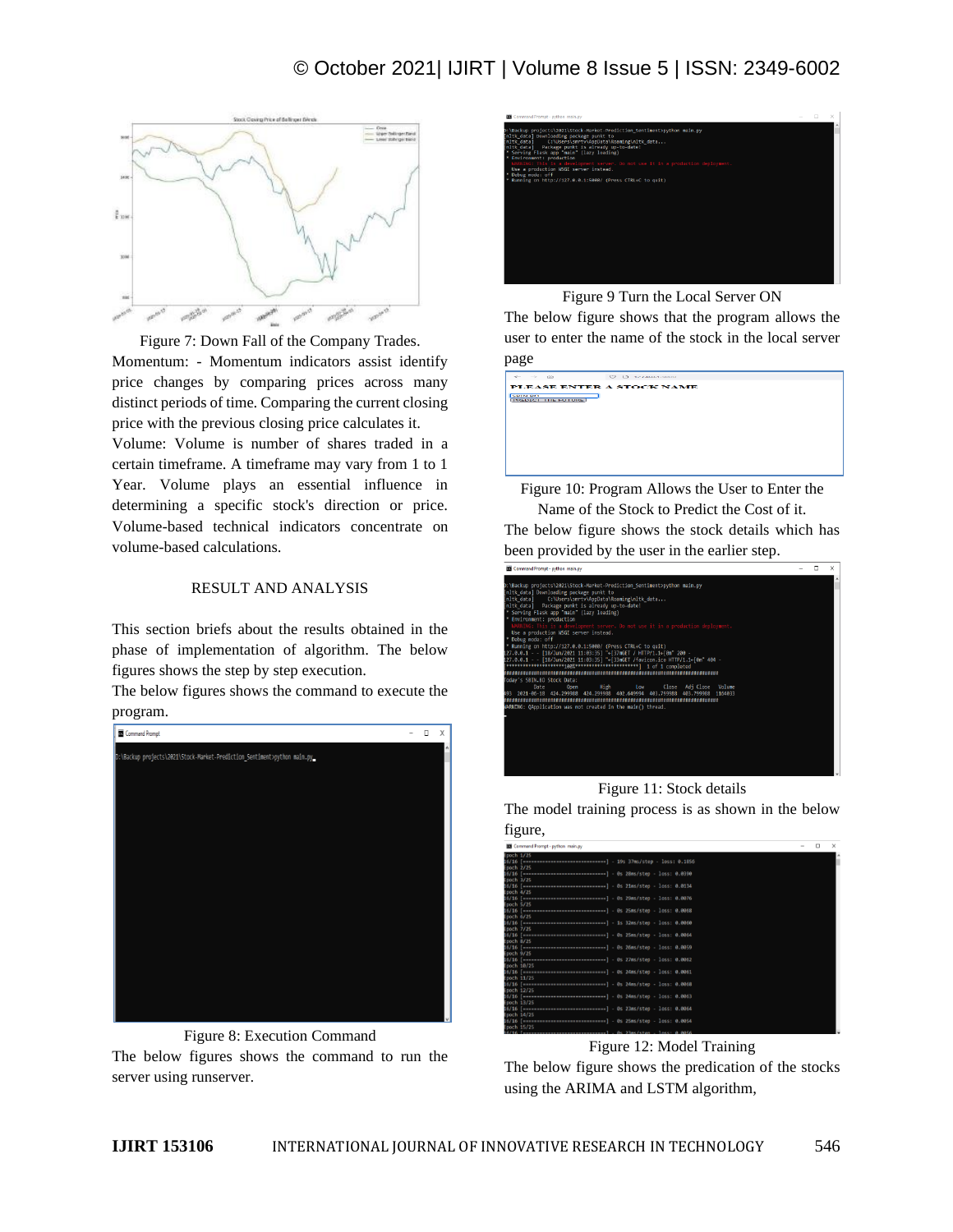Figure 7: Down Fall of the Company Trades.

Momentum: - Momentum indicators assist identify price changes by comparing prices across many distinct periods of time. Comparing the current closing price with the previous closing price calculates it.

Volume: Volume is number of shares traded in a certain timeframe. A timeframe may vary from 1 to 1 Year. Volume plays an essential influence in determining a specific stock's direction or price. Volume-based technical indicators concentrate on volume-based calculations.

## RESULT AND ANALYSIS

This section briefs about the results obtained in the phase of implementation of algorithm. The below figures shows the step by step execution.

The below figures shows the command to execute the program.

Figure 8: Execution Command

The below figures shows the command to run the server using runserver.

Figure 9 Turn the Local Server ON

The below figure shows that the program allows the user to enter the name of the stock in the local server page

Figure 10: Program Allows the User to Enter the Name of the Stock to Predict the Cost of it.

The below figure shows the stock details which has been provided by the user in the earlier step.

Figure 11: Stock details

The model training process is as shown in the below figure,

Figure 12: Model Training

The below figure shows the predication of the stocks using the ARIMA and LSTM algorithm,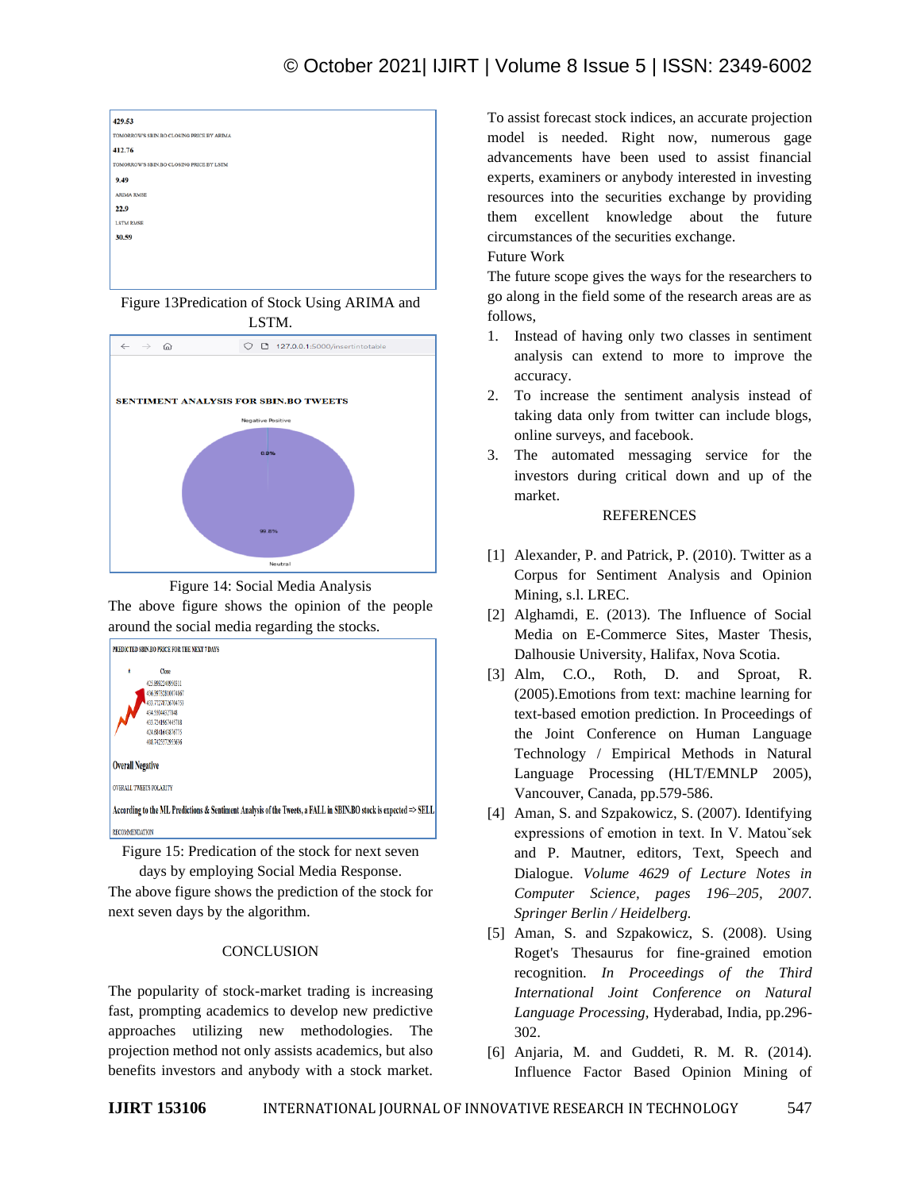Figure 13Predication of Stock Using ARIMA and LSTM.

Figure 14: Social Media Analysis

The above figure shows the opinion of the people around the social media regarding the stocks.

Figure 15: Predication of the stock for next seven days by employing Social Media Response.

The above figure shows the prediction of the stock for next seven days by the algorithm.

## CONCLUSION

The popularity of stock-market trading is increasing fast, prompting academics to develop new predictive approaches utilizing new methodologies. The projection method not only assists academics, but also benefits investors and anybody with a stock market. To assist forecast stock indices, an accurate projection model is needed. Right now, numerous gage advancements have been used to assist financial experts, examiners or anybody interested in investing resources into the securities exchange by providing them excellent knowledge about the future circumstances of the securities exchange.

Future Work

The future scope gives the ways for the researchers to go along in the field some of the research areas are as follows,

1. Instead of having only two classes in sentiment analysis can extend to more to improve the accuracy.
2. To increase the sentiment analysis instead of taking data only from twitter can include blogs, online surveys, and facebook.
3. The automated messaging service for the investors during critical down and up of the market.

## REFERENCES

[1] Alexander, P. and Patrick, P. (2010). Twitter as a Corpus for Sentiment Analysis and Opinion Mining, s.l. LREC.

[2] Alghamdi, E. (2013). The Influence of Social Media on E-Commerce Sites, Master Thesis, Dalhousie University, Halifax, Nova Scotia.

[3] Alm, C.O., Roth, D. and Sproat, R. (2005).Emotions from text: machine learning for text-based emotion prediction. In Proceedings of the Joint Conference on Human Language Technology / Empirical Methods in Natural Language Processing (HLT/EMNLP 2005), Vancouver, Canada, pp.579-586.

[4] Aman, S. and Szpakowicz, S. (2007). Identifying expressions of emotion in text. In V. Matouˇsek and P. Mautner, editors, Text, Speech and Dialogue. *Volume 4629 of Lecture Notes in Computer Science, pages 196–205, 2007. Springer Berlin / Heidelberg.*

[5] Aman, S. and Szpakowicz, S. (2008). Using Roget's Thesaurus for fine-grained emotion recognition. *In Proceedings of the Third International Joint Conference on Natural Language Processing*, Hyderabad, India, pp.296-302.

[6] Anjaria, M. and Guddeti, R. M. R. (2014). Influence Factor Based Opinion Mining of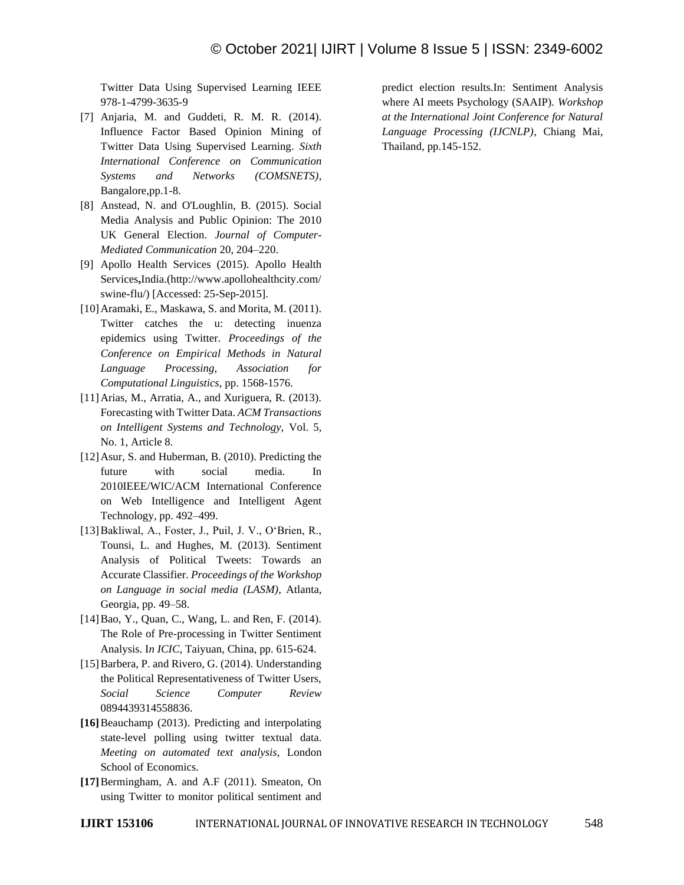Twitter Data Using Supervised Learning IEEE 978-1-4799-3635-9

[7] Anjaria, M. and Guddeti, R. M. R. (2014). Influence Factor Based Opinion Mining of Twitter Data Using Supervised Learning. *Sixth International Conference on Communication Systems and Networks (COMSNETS)*, Bangalore,pp.1-8.

[8] Anstead, N. and O'Loughlin, B. (2015). Social Media Analysis and Public Opinion: The 2010 UK General Election. *Journal of Computer-Mediated Communication* 20, 204–220.

[9] Apollo Health Services (2015). Apollo Health Services**,**India.(http://www.apollohealthcity.com/swine-flu/) [Accessed: 25-Sep-2015].

[10] Aramaki, E., Maskawa, S. and Morita, M. (2011). Twitter catches the u: detecting inuenza epidemics using Twitter. *Proceedings of the Conference on Empirical Methods in Natural Language Processing, Association for Computational Linguistics*, pp. 1568-1576.

[11] Arias, M., Arratia, A., and Xuriguera, R. (2013). Forecasting with Twitter Data. *ACM Transactions on Intelligent Systems and Technology,* Vol. 5, No. 1, Article 8.

[12] Asur, S. and Huberman, B. (2010). Predicting the future with social media. In 2010IEEE/WIC/ACM International Conference on Web Intelligence and Intelligent Agent Technology, pp. 492–499.

[13] Bakliwal, A., Foster, J., Puil, J. V., O'Brien, R., Tounsi, L. and Hughes, M. (2013). Sentiment Analysis of Political Tweets: Towards an Accurate Classifier. *Proceedings of the Workshop on Language in social media (LASM)*, Atlanta, Georgia, pp. 49–58.

[14] Bao, Y., Quan, C., Wang, L. and Ren, F. (2014). The Role of Pre-processing in Twitter Sentiment Analysis. I*n ICIC*, Taiyuan, China, pp. 615-624.

[15] Barbera, P. and Rivero, G. (2014). Understanding the Political Representativeness of Twitter Users, *Social Science Computer Review* 0894439314558836.

**[16]** Beauchamp (2013). Predicting and interpolating state-level polling using twitter textual data. *Meeting on automated text analysis*, London School of Economics.

**[17]** Bermingham, A. and A.F (2011). Smeaton, On using Twitter to monitor political sentiment and predict election results.In: Sentiment Analysis where AI meets Psychology (SAAIP). *Workshop at the International Joint Conference for Natural Language Processing (IJCNLP)*, Chiang Mai, Thailand, pp.145-152.